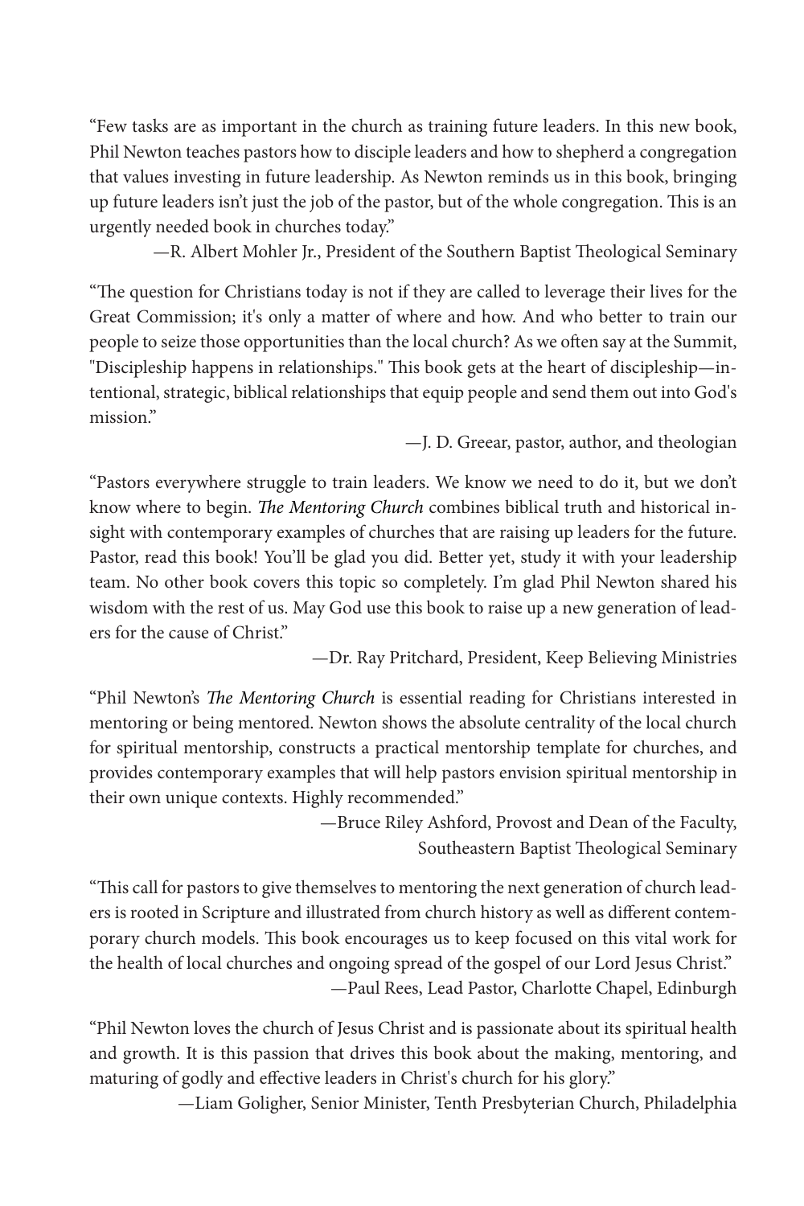"Few tasks are as important in the church as training future leaders. In this new book, Phil Newton teaches pastors how to disciple leaders and how to shepherd a congregation that values investing in future leadership. As Newton reminds us in this book, bringing up future leaders isn't just the job of the pastor, but of the whole congregation. This is an urgently needed book in churches today."

—R. Albert Mohler Jr., President of the Southern Baptist Theological Seminary

"The question for Christians today is not if they are called to leverage their lives for the Great Commission; it's only a matter of where and how. And who better to train our people to seize those opportunities than the local church? As we often say at the Summit, "Discipleship happens in relationships." This book gets at the heart of discipleship—intentional, strategic, biblical relationships that equip people and send them out into God's mission."

—J. D. Greear, pastor, author, and theologian

"Pastors everywhere struggle to train leaders. We know we need to do it, but we don't know where to begin. *The Mentoring Church* combines biblical truth and historical insight with contemporary examples of churches that are raising up leaders for the future. Pastor, read this book! You'll be glad you did. Better yet, study it with your leadership team. No other book covers this topic so completely. I'm glad Phil Newton shared his wisdom with the rest of us. May God use this book to raise up a new generation of leaders for the cause of Christ."

—Dr. Ray Pritchard, President, Keep Believing Ministries

"Phil Newton's *The Mentoring Church* is essential reading for Christians interested in mentoring or being mentored. Newton shows the absolute centrality of the local church for spiritual mentorship, constructs a practical mentorship template for churches, and provides contemporary examples that will help pastors envision spiritual mentorship in their own unique contexts. Highly recommended."

—Bruce Riley Ashford, Provost and Dean of the Faculty,
Southeastern Baptist Theological Seminary

"This call for pastors to give themselves to mentoring the next generation of church leaders is rooted in Scripture and illustrated from church history as well as different contemporary church models. This book encourages us to keep focused on this vital work for the health of local churches and ongoing spread of the gospel of our Lord Jesus Christ."

—Paul Rees, Lead Pastor, Charlotte Chapel, Edinburgh

"Phil Newton loves the church of Jesus Christ and is passionate about its spiritual health and growth. It is this passion that drives this book about the making, mentoring, and maturing of godly and effective leaders in Christ's church for his glory."

—Liam Goligher, Senior Minister, Tenth Presbyterian Church, Philadelphia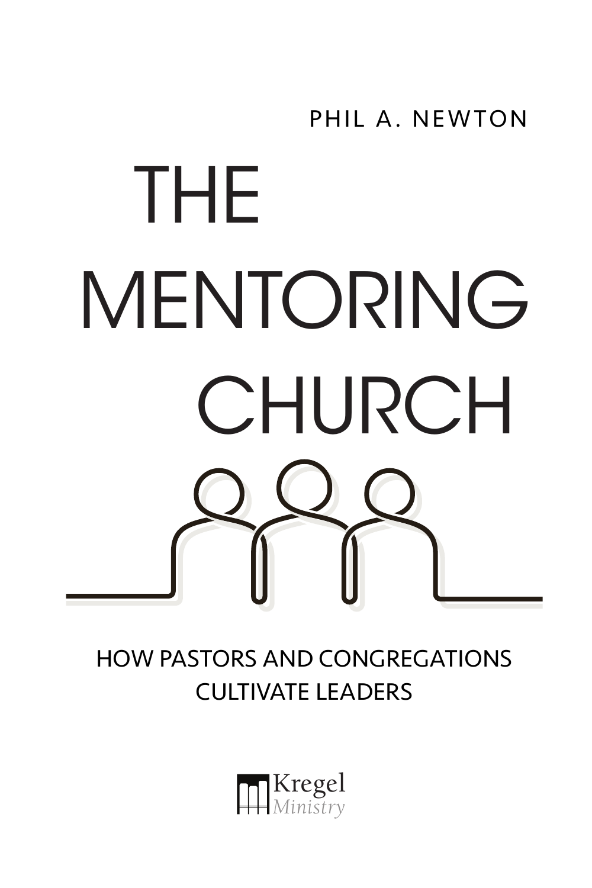PHIL A. NEWTON

# THE MENTORING CHURCH

HOW PASTORS AND CONGREGATIONS CULTIVATE LEADERS

Kregel Ministry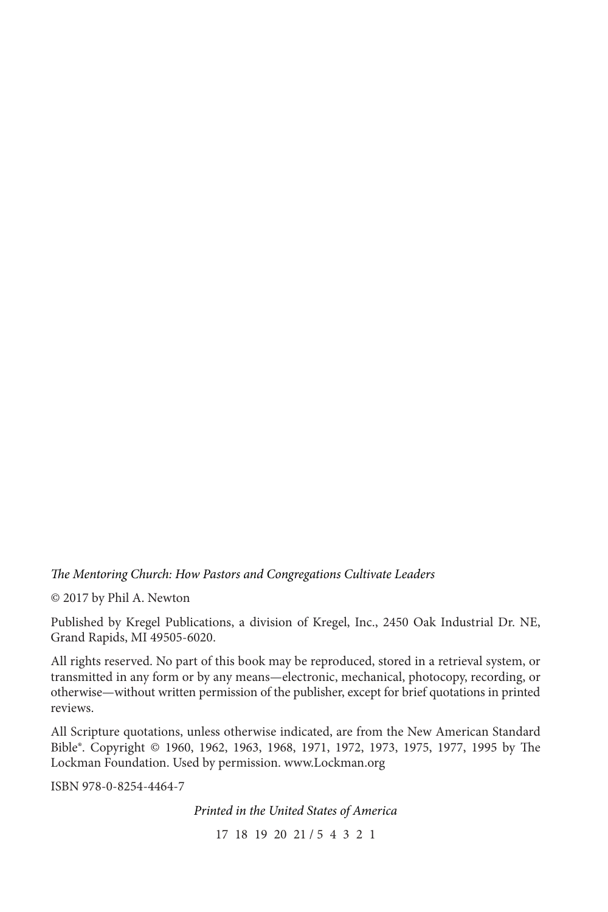*The Mentoring Church: How Pastors and Congregations Cultivate Leaders*

© 2017 by Phil A. Newton

Published by Kregel Publications, a division of Kregel, Inc., 2450 Oak Industrial Dr. NE, Grand Rapids, MI 49505-6020.

All rights reserved. No part of this book may be reproduced, stored in a retrieval system, or transmitted in any form or by any means—electronic, mechanical, photocopy, recording, or otherwise—without written permission of the publisher, except for brief quotations in printed reviews.

All Scripture quotations, unless otherwise indicated, are from the New American Standard Bible®. Copyright © 1960, 1962, 1963, 1968, 1971, 1972, 1973, 1975, 1977, 1995 by The Lockman Foundation. Used by permission. www.Lockman.org

ISBN 978-0-8254-4464-7

*Printed in the United States of America*

17 18 19 20 21 / 5 4 3 2 1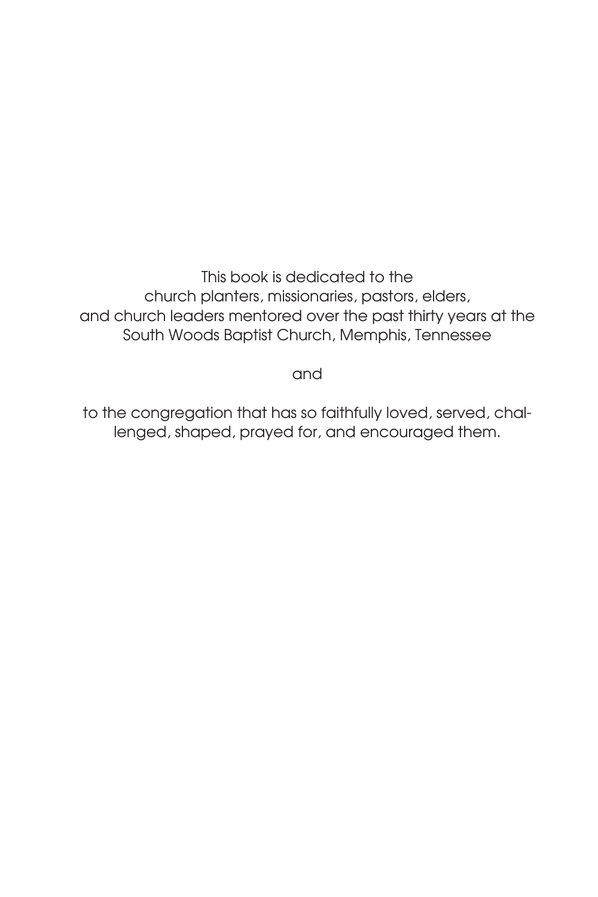This book is dedicated to the
church planters, missionaries, pastors, elders,
and church leaders mentored over the past thirty years at the
South Woods Baptist Church, Memphis, Tennessee

and

to the congregation that has so faithfully loved, served, challenged, shaped, prayed for, and encouraged them.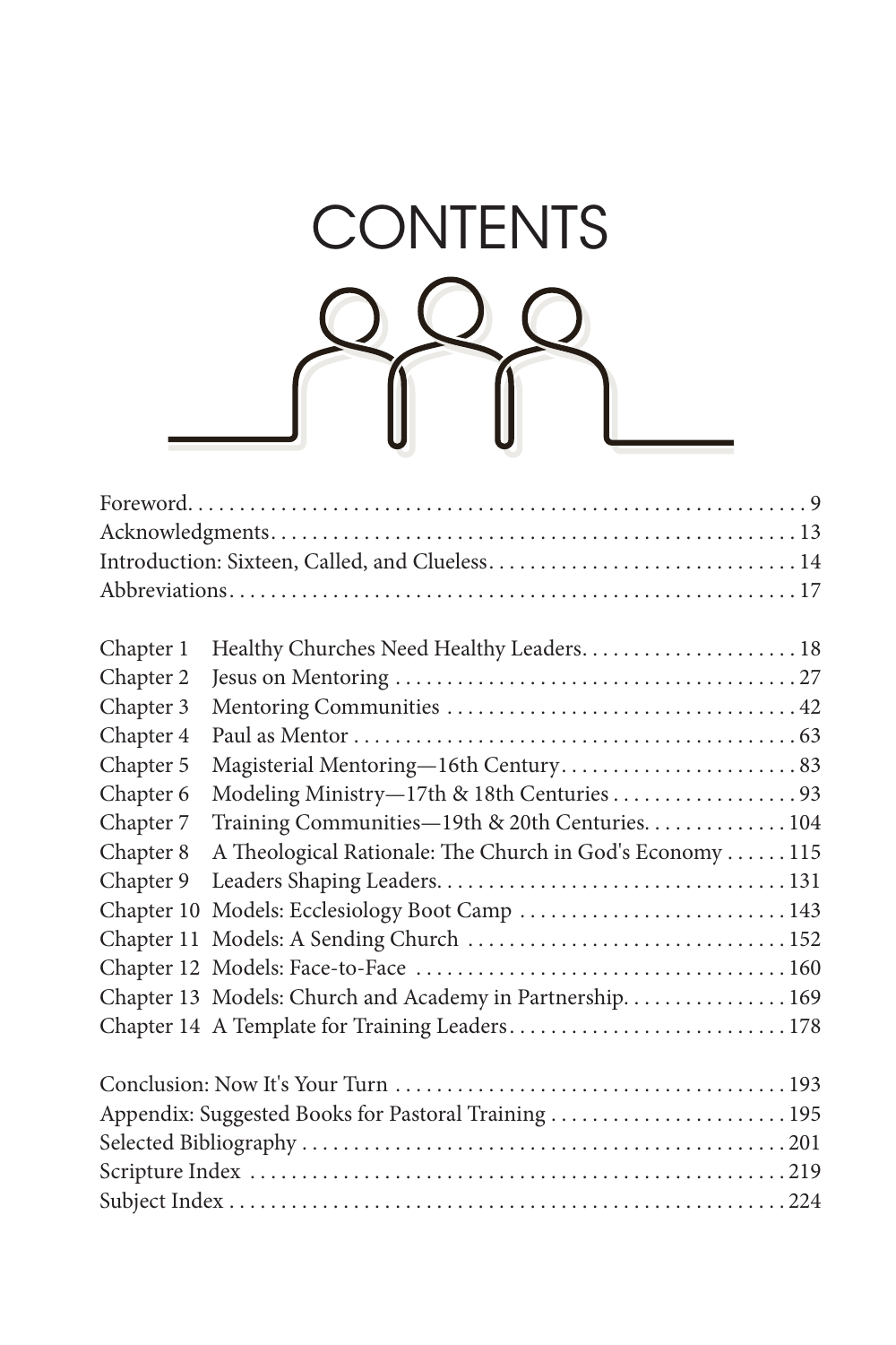# CONTENTS

Foreword . . . . . 9
Acknowledgments . . . . . 13
Introduction: Sixteen, Called, and Clueless . . . . . 14
Abbreviations . . . . . 17

| | | |
|---|---|---|
| Chapter 1 | Healthy Churches Need Healthy Leaders | 18 |
| Chapter 2 | Jesus on Mentoring | 27 |
| Chapter 3 | Mentoring Communities | 42 |
| Chapter 4 | Paul as Mentor | 63 |
| Chapter 5 | Magisterial Mentoring—16th Century | 83 |
| Chapter 6 | Modeling Ministry—17th & 18th Centuries | 93 |
| Chapter 7 | Training Communities—19th & 20th Centuries | 104 |
| Chapter 8 | A Theological Rationale: The Church in God's Economy | 115 |
| Chapter 9 | Leaders Shaping Leaders | 131 |
| Chapter 10 | Models: Ecclesiology Boot Camp | 143 |
| Chapter 11 | Models: A Sending Church | 152 |
| Chapter 12 | Models: Face-to-Face | 160 |
| Chapter 13 | Models: Church and Academy in Partnership | 169 |
| Chapter 14 | A Template for Training Leaders | 178 |

Conclusion: Now It's Your Turn . . . . . 193
Appendix: Suggested Books for Pastoral Training . . . . . 195
Selected Bibliography . . . . . 201
Scripture Index . . . . . 219
Subject Index . . . . . 224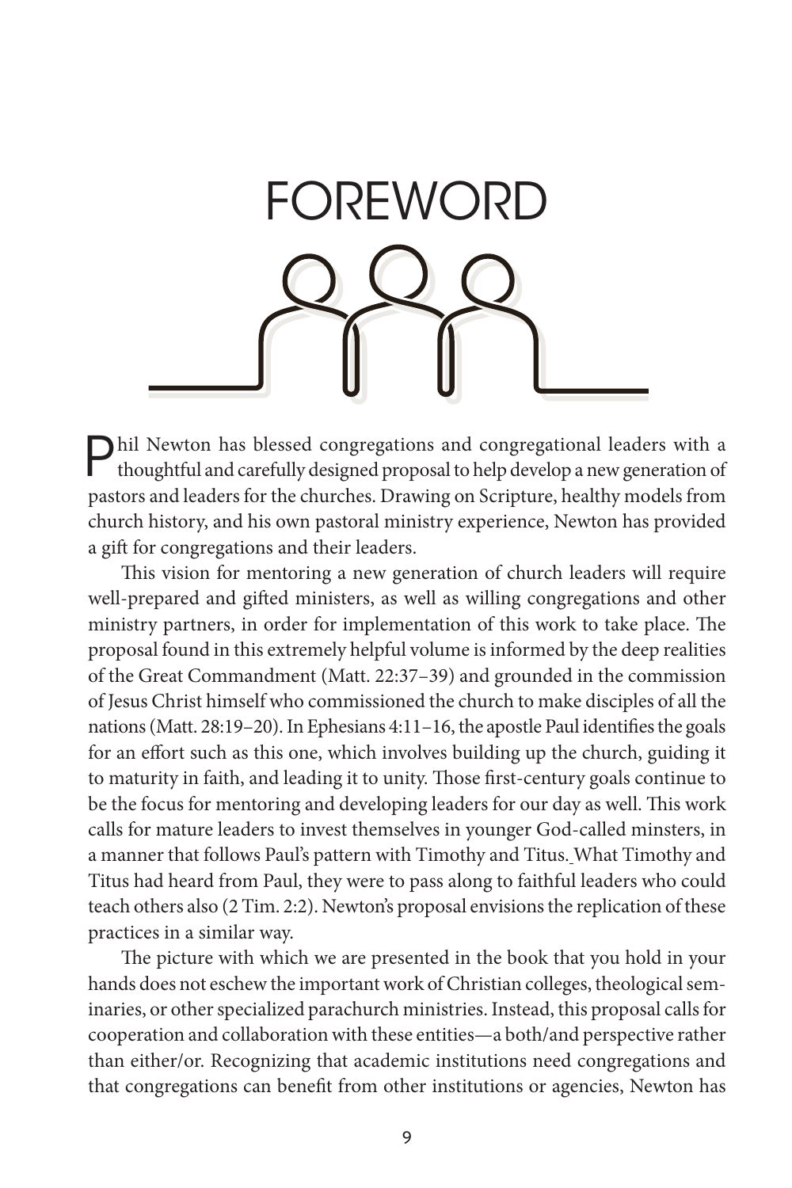# FOREWORD

Phil Newton has blessed congregations and congregational leaders with a thoughtful and carefully designed proposal to help develop a new generation of pastors and leaders for the churches. Drawing on Scripture, healthy models from church history, and his own pastoral ministry experience, Newton has provided a gift for congregations and their leaders.

This vision for mentoring a new generation of church leaders will require well-prepared and gifted ministers, as well as willing congregations and other ministry partners, in order for implementation of this work to take place. The proposal found in this extremely helpful volume is informed by the deep realities of the Great Commandment (Matt. 22:37–39) and grounded in the commission of Jesus Christ himself who commissioned the church to make disciples of all the nations (Matt. 28:19–20). In Ephesians 4:11–16, the apostle Paul identifies the goals for an effort such as this one, which involves building up the church, guiding it to maturity in faith, and leading it to unity. Those first-century goals continue to be the focus for mentoring and developing leaders for our day as well. This work calls for mature leaders to invest themselves in younger God-called minsters, in a manner that follows Paul's pattern with Timothy and Titus. What Timothy and Titus had heard from Paul, they were to pass along to faithful leaders who could teach others also (2 Tim. 2:2). Newton's proposal envisions the replication of these practices in a similar way.

The picture with which we are presented in the book that you hold in your hands does not eschew the important work of Christian colleges, theological seminaries, or other specialized parachurch ministries. Instead, this proposal calls for cooperation and collaboration with these entities—a both/and perspective rather than either/or. Recognizing that academic institutions need congregations and that congregations can benefit from other institutions or agencies, Newton has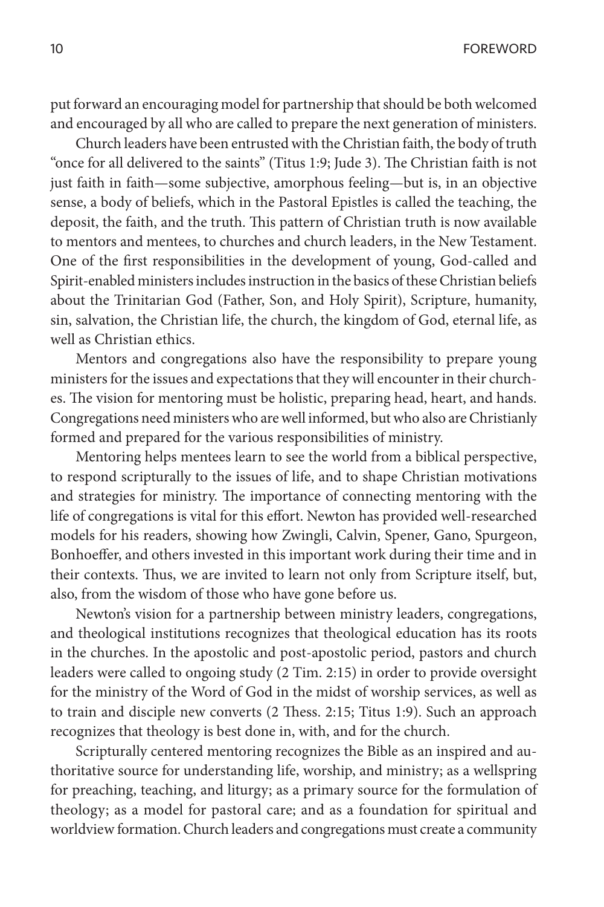put forward an encouraging model for partnership that should be both welcomed and encouraged by all who are called to prepare the next generation of ministers.

Church leaders have been entrusted with the Christian faith, the body of truth "once for all delivered to the saints" (Titus 1:9; Jude 3). The Christian faith is not just faith in faith—some subjective, amorphous feeling—but is, in an objective sense, a body of beliefs, which in the Pastoral Epistles is called the teaching, the deposit, the faith, and the truth. This pattern of Christian truth is now available to mentors and mentees, to churches and church leaders, in the New Testament. One of the first responsibilities in the development of young, God-called and Spirit-enabled ministers includes instruction in the basics of these Christian beliefs about the Trinitarian God (Father, Son, and Holy Spirit), Scripture, humanity, sin, salvation, the Christian life, the church, the kingdom of God, eternal life, as well as Christian ethics.

Mentors and congregations also have the responsibility to prepare young ministers for the issues and expectations that they will encounter in their churches. The vision for mentoring must be holistic, preparing head, heart, and hands. Congregations need ministers who are well informed, but who also are Christianly formed and prepared for the various responsibilities of ministry.

Mentoring helps mentees learn to see the world from a biblical perspective, to respond scripturally to the issues of life, and to shape Christian motivations and strategies for ministry. The importance of connecting mentoring with the life of congregations is vital for this effort. Newton has provided well-researched models for his readers, showing how Zwingli, Calvin, Spener, Gano, Spurgeon, Bonhoeffer, and others invested in this important work during their time and in their contexts. Thus, we are invited to learn not only from Scripture itself, but, also, from the wisdom of those who have gone before us.

Newton's vision for a partnership between ministry leaders, congregations, and theological institutions recognizes that theological education has its roots in the churches. In the apostolic and post-apostolic period, pastors and church leaders were called to ongoing study (2 Tim. 2:15) in order to provide oversight for the ministry of the Word of God in the midst of worship services, as well as to train and disciple new converts (2 Thess. 2:15; Titus 1:9). Such an approach recognizes that theology is best done in, with, and for the church.

Scripturally centered mentoring recognizes the Bible as an inspired and authoritative source for understanding life, worship, and ministry; as a wellspring for preaching, teaching, and liturgy; as a primary source for the formulation of theology; as a model for pastoral care; and as a foundation for spiritual and worldview formation. Church leaders and congregations must create a community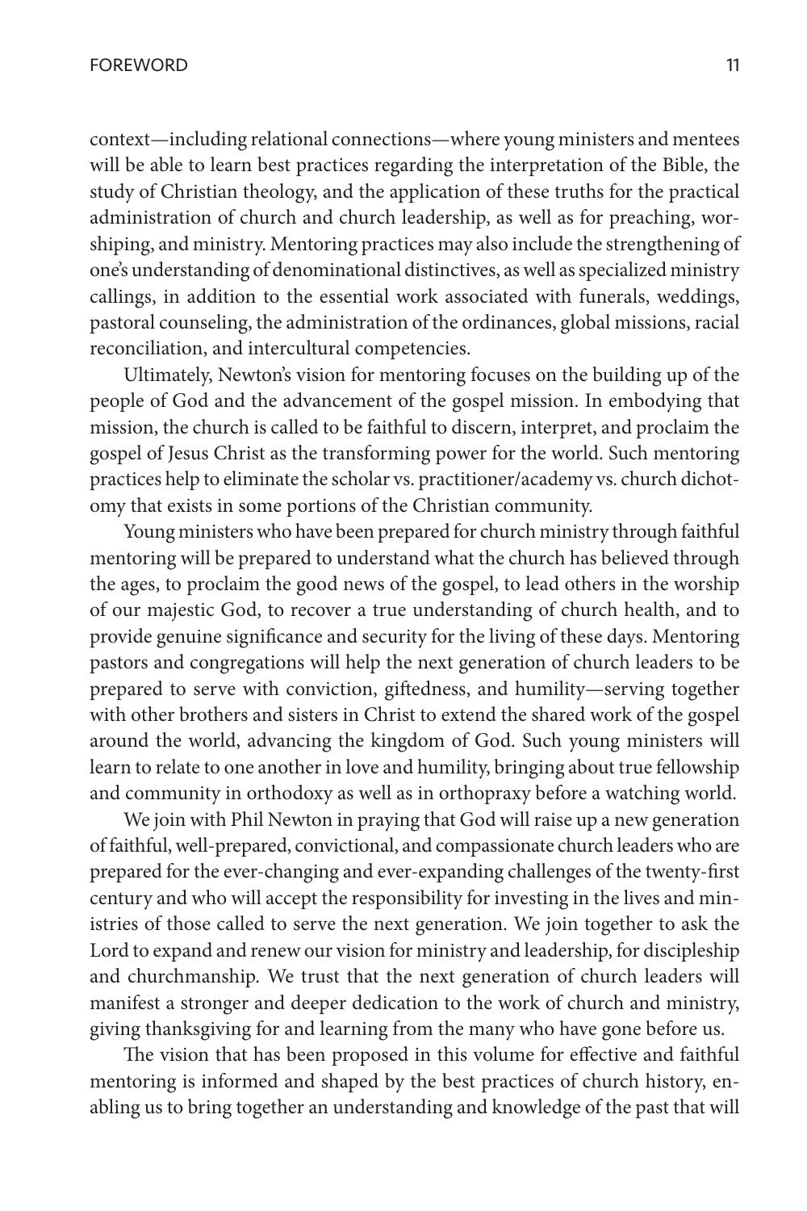context—including relational connections—where young ministers and mentees will be able to learn best practices regarding the interpretation of the Bible, the study of Christian theology, and the application of these truths for the practical administration of church and church leadership, as well as for preaching, worshiping, and ministry. Mentoring practices may also include the strengthening of one's understanding of denominational distinctives, as well as specialized ministry callings, in addition to the essential work associated with funerals, weddings, pastoral counseling, the administration of the ordinances, global missions, racial reconciliation, and intercultural competencies.

Ultimately, Newton's vision for mentoring focuses on the building up of the people of God and the advancement of the gospel mission. In embodying that mission, the church is called to be faithful to discern, interpret, and proclaim the gospel of Jesus Christ as the transforming power for the world. Such mentoring practices help to eliminate the scholar vs. practitioner/academy vs. church dichotomy that exists in some portions of the Christian community.

Young ministers who have been prepared for church ministry through faithful mentoring will be prepared to understand what the church has believed through the ages, to proclaim the good news of the gospel, to lead others in the worship of our majestic God, to recover a true understanding of church health, and to provide genuine significance and security for the living of these days. Mentoring pastors and congregations will help the next generation of church leaders to be prepared to serve with conviction, giftedness, and humility—serving together with other brothers and sisters in Christ to extend the shared work of the gospel around the world, advancing the kingdom of God. Such young ministers will learn to relate to one another in love and humility, bringing about true fellowship and community in orthodoxy as well as in orthopraxy before a watching world.

We join with Phil Newton in praying that God will raise up a new generation of faithful, well-prepared, convictional, and compassionate church leaders who are prepared for the ever-changing and ever-expanding challenges of the twenty-first century and who will accept the responsibility for investing in the lives and ministries of those called to serve the next generation. We join together to ask the Lord to expand and renew our vision for ministry and leadership, for discipleship and churchmanship. We trust that the next generation of church leaders will manifest a stronger and deeper dedication to the work of church and ministry, giving thanksgiving for and learning from the many who have gone before us.

The vision that has been proposed in this volume for effective and faithful mentoring is informed and shaped by the best practices of church history, enabling us to bring together an understanding and knowledge of the past that will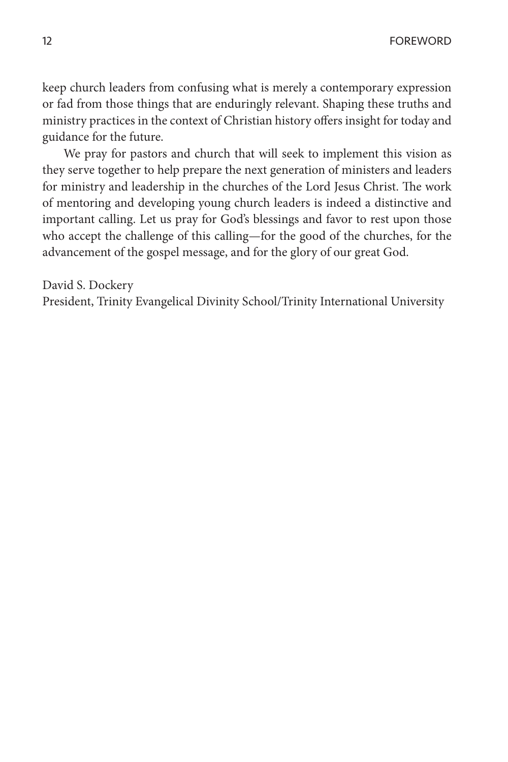keep church leaders from confusing what is merely a contemporary expression or fad from those things that are enduringly relevant. Shaping these truths and ministry practices in the context of Christian history offers insight for today and guidance for the future.

We pray for pastors and church that will seek to implement this vision as they serve together to help prepare the next generation of ministers and leaders for ministry and leadership in the churches of the Lord Jesus Christ. The work of mentoring and developing young church leaders is indeed a distinctive and important calling. Let us pray for God's blessings and favor to rest upon those who accept the challenge of this calling—for the good of the churches, for the advancement of the gospel message, and for the glory of our great God.

David S. Dockery
President, Trinity Evangelical Divinity School/Trinity International University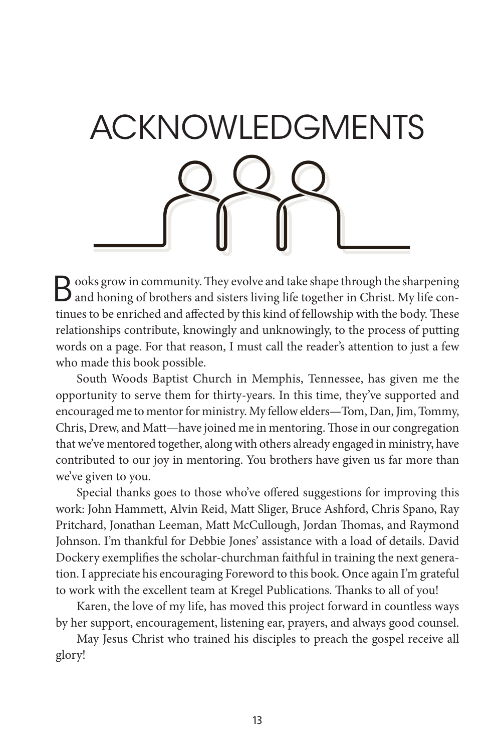# ACKNOWLEDGMENTS

Books grow in community. They evolve and take shape through the sharpening and honing of brothers and sisters living life together in Christ. My life continues to be enriched and affected by this kind of fellowship with the body. These relationships contribute, knowingly and unknowingly, to the process of putting words on a page. For that reason, I must call the reader's attention to just a few who made this book possible.

South Woods Baptist Church in Memphis, Tennessee, has given me the opportunity to serve them for thirty-years. In this time, they've supported and encouraged me to mentor for ministry. My fellow elders—Tom, Dan, Jim, Tommy, Chris, Drew, and Matt—have joined me in mentoring. Those in our congregation that we've mentored together, along with others already engaged in ministry, have contributed to our joy in mentoring. You brothers have given us far more than we've given to you.

Special thanks goes to those who've offered suggestions for improving this work: John Hammett, Alvin Reid, Matt Sliger, Bruce Ashford, Chris Spano, Ray Pritchard, Jonathan Leeman, Matt McCullough, Jordan Thomas, and Raymond Johnson. I'm thankful for Debbie Jones' assistance with a load of details. David Dockery exemplifies the scholar-churchman faithful in training the next generation. I appreciate his encouraging Foreword to this book. Once again I'm grateful to work with the excellent team at Kregel Publications. Thanks to all of you!

Karen, the love of my life, has moved this project forward in countless ways by her support, encouragement, listening ear, prayers, and always good counsel.

May Jesus Christ who trained his disciples to preach the gospel receive all glory!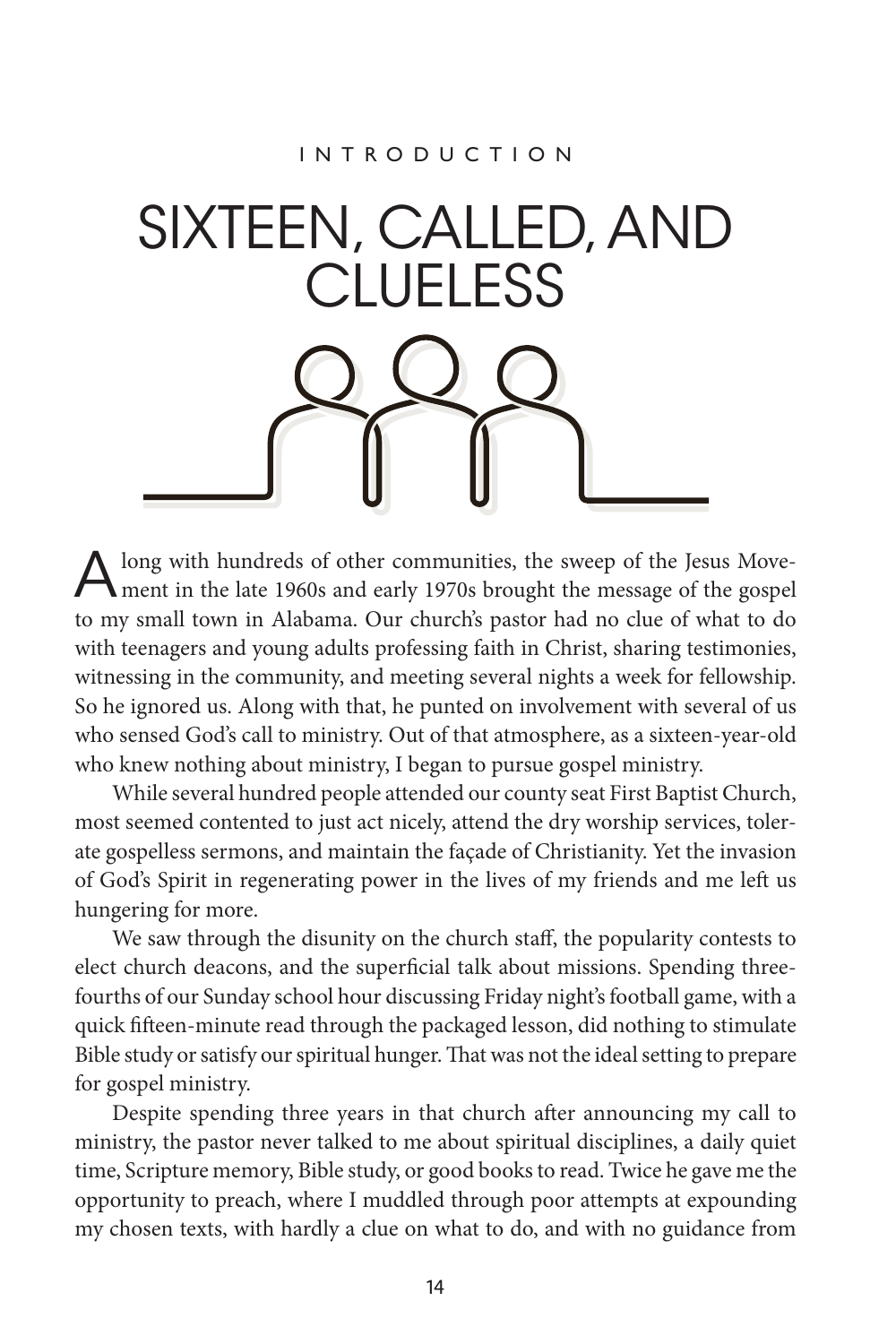INTRODUCTION

# SIXTEEN, CALLED, AND CLUELESS

Along with hundreds of other communities, the sweep of the Jesus Movement in the late 1960s and early 1970s brought the message of the gospel to my small town in Alabama. Our church's pastor had no clue of what to do with teenagers and young adults professing faith in Christ, sharing testimonies, witnessing in the community, and meeting several nights a week for fellowship. So he ignored us. Along with that, he punted on involvement with several of us who sensed God's call to ministry. Out of that atmosphere, as a sixteen-year-old who knew nothing about ministry, I began to pursue gospel ministry.

While several hundred people attended our county seat First Baptist Church, most seemed contented to just act nicely, attend the dry worship services, tolerate gospelless sermons, and maintain the façade of Christianity. Yet the invasion of God's Spirit in regenerating power in the lives of my friends and me left us hungering for more.

We saw through the disunity on the church staff, the popularity contests to elect church deacons, and the superficial talk about missions. Spending three-fourths of our Sunday school hour discussing Friday night's football game, with a quick fifteen-minute read through the packaged lesson, did nothing to stimulate Bible study or satisfy our spiritual hunger. That was not the ideal setting to prepare for gospel ministry.

Despite spending three years in that church after announcing my call to ministry, the pastor never talked to me about spiritual disciplines, a daily quiet time, Scripture memory, Bible study, or good books to read. Twice he gave me the opportunity to preach, where I muddled through poor attempts at expounding my chosen texts, with hardly a clue on what to do, and with no guidance from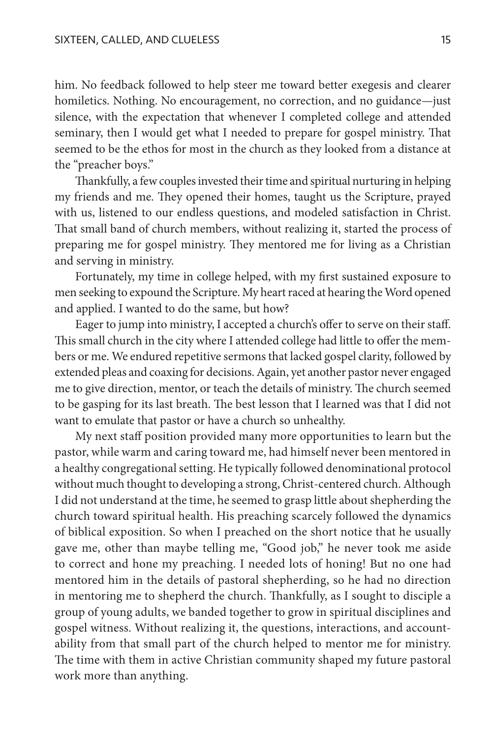him. No feedback followed to help steer me toward better exegesis and clearer homiletics. Nothing. No encouragement, no correction, and no guidance—just silence, with the expectation that whenever I completed college and attended seminary, then I would get what I needed to prepare for gospel ministry. That seemed to be the ethos for most in the church as they looked from a distance at the "preacher boys."

Thankfully, a few couples invested their time and spiritual nurturing in helping my friends and me. They opened their homes, taught us the Scripture, prayed with us, listened to our endless questions, and modeled satisfaction in Christ. That small band of church members, without realizing it, started the process of preparing me for gospel ministry. They mentored me for living as a Christian and serving in ministry.

Fortunately, my time in college helped, with my first sustained exposure to men seeking to expound the Scripture. My heart raced at hearing the Word opened and applied. I wanted to do the same, but how?

Eager to jump into ministry, I accepted a church's offer to serve on their staff. This small church in the city where I attended college had little to offer the members or me. We endured repetitive sermons that lacked gospel clarity, followed by extended pleas and coaxing for decisions. Again, yet another pastor never engaged me to give direction, mentor, or teach the details of ministry. The church seemed to be gasping for its last breath. The best lesson that I learned was that I did not want to emulate that pastor or have a church so unhealthy.

My next staff position provided many more opportunities to learn but the pastor, while warm and caring toward me, had himself never been mentored in a healthy congregational setting. He typically followed denominational protocol without much thought to developing a strong, Christ-centered church. Although I did not understand at the time, he seemed to grasp little about shepherding the church toward spiritual health. His preaching scarcely followed the dynamics of biblical exposition. So when I preached on the short notice that he usually gave me, other than maybe telling me, "Good job," he never took me aside to correct and hone my preaching. I needed lots of honing! But no one had mentored him in the details of pastoral shepherding, so he had no direction in mentoring me to shepherd the church. Thankfully, as I sought to disciple a group of young adults, we banded together to grow in spiritual disciplines and gospel witness. Without realizing it, the questions, interactions, and accountability from that small part of the church helped to mentor me for ministry. The time with them in active Christian community shaped my future pastoral work more than anything.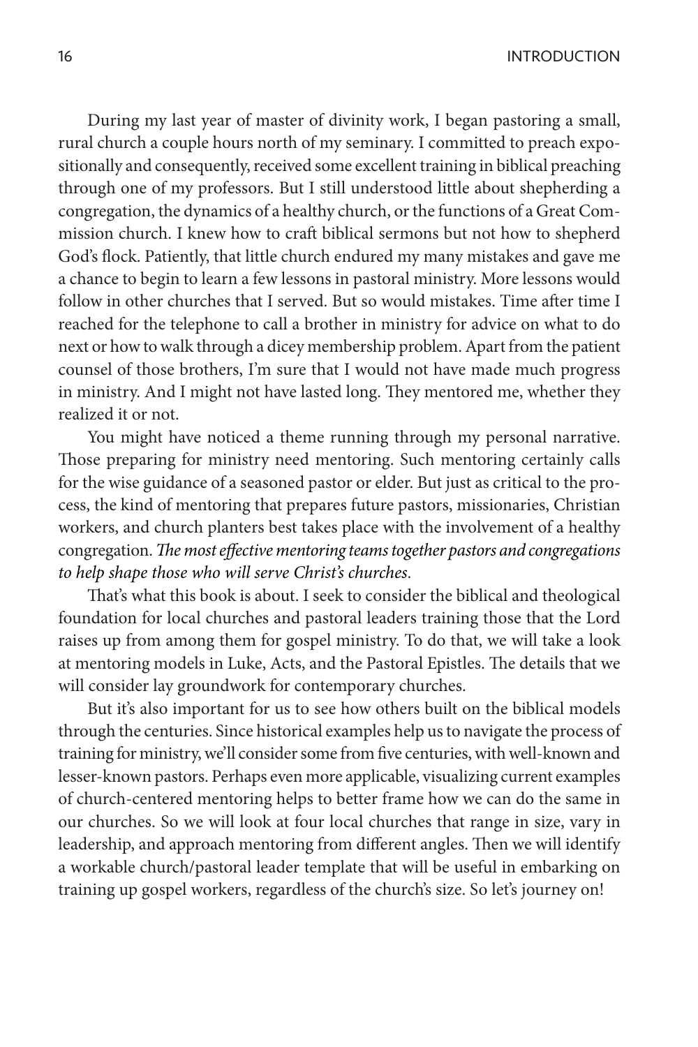During my last year of master of divinity work, I began pastoring a small, rural church a couple hours north of my seminary. I committed to preach expositionally and consequently, received some excellent training in biblical preaching through one of my professors. But I still understood little about shepherding a congregation, the dynamics of a healthy church, or the functions of a Great Commission church. I knew how to craft biblical sermons but not how to shepherd God's flock. Patiently, that little church endured my many mistakes and gave me a chance to begin to learn a few lessons in pastoral ministry. More lessons would follow in other churches that I served. But so would mistakes. Time after time I reached for the telephone to call a brother in ministry for advice on what to do next or how to walk through a dicey membership problem. Apart from the patient counsel of those brothers, I'm sure that I would not have made much progress in ministry. And I might not have lasted long. They mentored me, whether they realized it or not.

You might have noticed a theme running through my personal narrative. Those preparing for ministry need mentoring. Such mentoring certainly calls for the wise guidance of a seasoned pastor or elder. But just as critical to the process, the kind of mentoring that prepares future pastors, missionaries, Christian workers, and church planters best takes place with the involvement of a healthy congregation. *The most effective mentoring teams together pastors and congregations to help shape those who will serve Christ's churches*.

That's what this book is about. I seek to consider the biblical and theological foundation for local churches and pastoral leaders training those that the Lord raises up from among them for gospel ministry. To do that, we will take a look at mentoring models in Luke, Acts, and the Pastoral Epistles. The details that we will consider lay groundwork for contemporary churches.

But it's also important for us to see how others built on the biblical models through the centuries. Since historical examples help us to navigate the process of training for ministry, we'll consider some from five centuries, with well-known and lesser-known pastors. Perhaps even more applicable, visualizing current examples of church-centered mentoring helps to better frame how we can do the same in our churches. So we will look at four local churches that range in size, vary in leadership, and approach mentoring from different angles. Then we will identify a workable church/pastoral leader template that will be useful in embarking on training up gospel workers, regardless of the church's size. So let's journey on!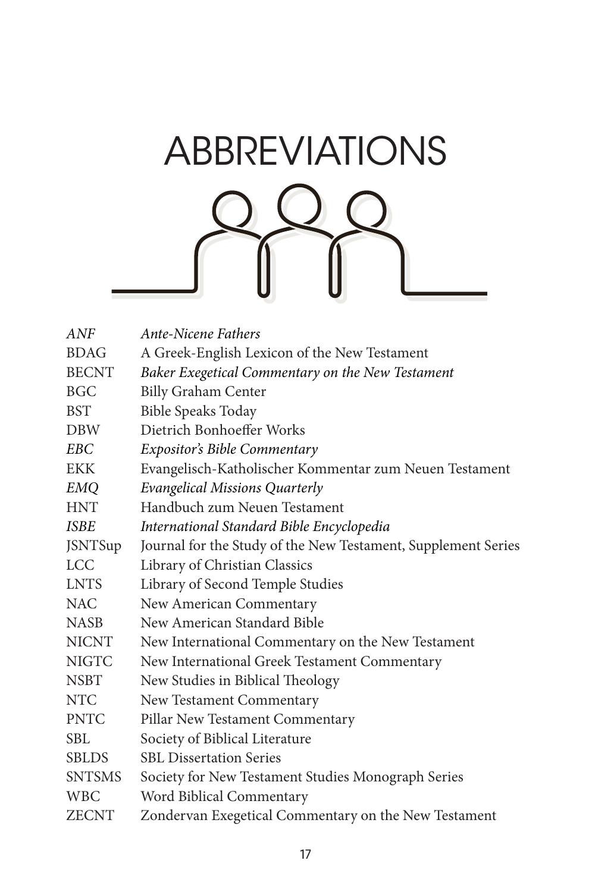# ABBREVIATIONS

| | |
|---|---|
| *ANF* | *Ante-Nicene Fathers* |
| BDAG | A Greek-English Lexicon of the New Testament |
| BECNT | *Baker Exegetical Commentary on the New Testament* |
| BGC | Billy Graham Center |
| BST | Bible Speaks Today |
| DBW | Dietrich Bonhoeffer Works |
| *EBC* | *Expositor's Bible Commentary* |
| EKK | Evangelisch-Katholischer Kommentar zum Neuen Testament |
| *EMQ* | *Evangelical Missions Quarterly* |
| HNT | Handbuch zum Neuen Testament |
| *ISBE* | *International Standard Bible Encyclopedia* |
| JSNTSup | Journal for the Study of the New Testament, Supplement Series |
| LCC | Library of Christian Classics |
| LNTS | Library of Second Temple Studies |
| NAC | New American Commentary |
| NASB | New American Standard Bible |
| NICNT | New International Commentary on the New Testament |
| NIGTC | New International Greek Testament Commentary |
| NSBT | New Studies in Biblical Theology |
| NTC | New Testament Commentary |
| PNTC | Pillar New Testament Commentary |
| SBL | Society of Biblical Literature |
| SBLDS | SBL Dissertation Series |
| SNTSMS | Society for New Testament Studies Monograph Series |
| WBC | Word Biblical Commentary |
| ZECNT | Zondervan Exegetical Commentary on the New Testament |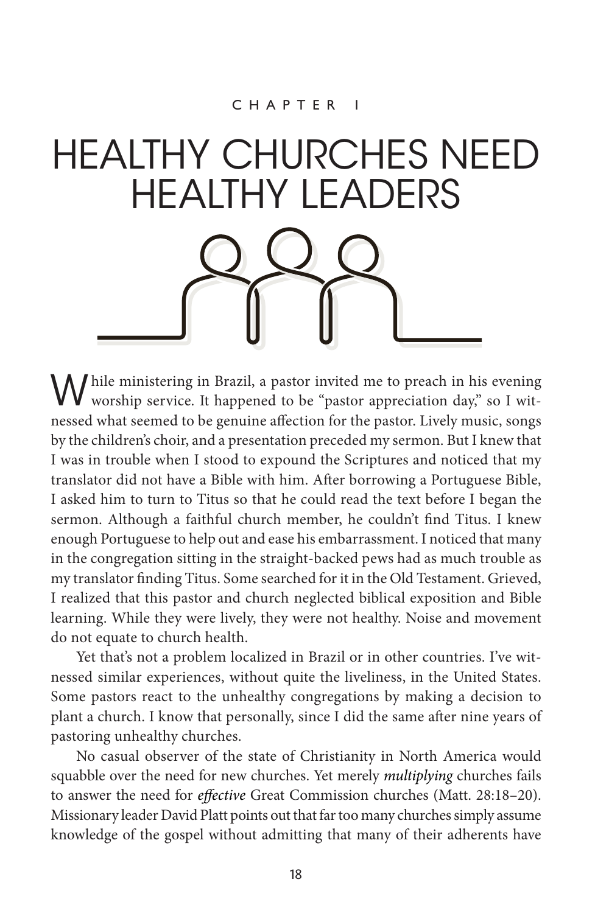CHAPTER 1

# HEALTHY CHURCHES NEED HEALTHY LEADERS

While ministering in Brazil, a pastor invited me to preach in his evening worship service. It happened to be "pastor appreciation day," so I witnessed what seemed to be genuine affection for the pastor. Lively music, songs by the children's choir, and a presentation preceded my sermon. But I knew that I was in trouble when I stood to expound the Scriptures and noticed that my translator did not have a Bible with him. After borrowing a Portuguese Bible, I asked him to turn to Titus so that he could read the text before I began the sermon. Although a faithful church member, he couldn't find Titus. I knew enough Portuguese to help out and ease his embarrassment. I noticed that many in the congregation sitting in the straight-backed pews had as much trouble as my translator finding Titus. Some searched for it in the Old Testament. Grieved, I realized that this pastor and church neglected biblical exposition and Bible learning. While they were lively, they were not healthy. Noise and movement do not equate to church health.

Yet that's not a problem localized in Brazil or in other countries. I've witnessed similar experiences, without quite the liveliness, in the United States. Some pastors react to the unhealthy congregations by making a decision to plant a church. I know that personally, since I did the same after nine years of pastoring unhealthy churches.

No casual observer of the state of Christianity in North America would squabble over the need for new churches. Yet merely *multiplying* churches fails to answer the need for *effective* Great Commission churches (Matt. 28:18–20). Missionary leader David Platt points out that far too many churches simply assume knowledge of the gospel without admitting that many of their adherents have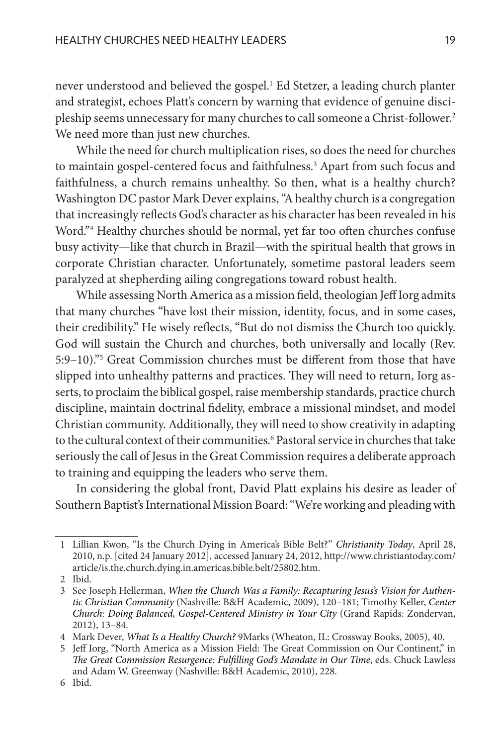never understood and believed the gospel.[1] Ed Stetzer, a leading church planter and strategist, echoes Platt's concern by warning that evidence of genuine discipleship seems unnecessary for many churches to call someone a Christ-follower.[2] We need more than just new churches.

While the need for church multiplication rises, so does the need for churches to maintain gospel-centered focus and faithfulness.[3] Apart from such focus and faithfulness, a church remains unhealthy. So then, what is a healthy church? Washington DC pastor Mark Dever explains, "A healthy church is a congregation that increasingly reflects God's character as his character has been revealed in his Word."[4] Healthy churches should be normal, yet far too often churches confuse busy activity—like that church in Brazil—with the spiritual health that grows in corporate Christian character. Unfortunately, sometime pastoral leaders seem paralyzed at shepherding ailing congregations toward robust health.

While assessing North America as a mission field, theologian Jeff Iorg admits that many churches "have lost their mission, identity, focus, and in some cases, their credibility." He wisely reflects, "But do not dismiss the Church too quickly. God will sustain the Church and churches, both universally and locally (Rev. 5:9–10)."[5] Great Commission churches must be different from those that have slipped into unhealthy patterns and practices. They will need to return, Iorg asserts, to proclaim the biblical gospel, raise membership standards, practice church discipline, maintain doctrinal fidelity, embrace a missional mindset, and model Christian community. Additionally, they will need to show creativity in adapting to the cultural context of their communities.[6] Pastoral service in churches that take seriously the call of Jesus in the Great Commission requires a deliberate approach to training and equipping the leaders who serve them.

In considering the global front, David Platt explains his desire as leader of Southern Baptist's International Mission Board: "We're working and pleading with

---

1 Lillian Kwon, "Is the Church Dying in America's Bible Belt?" *Christianity Today*, April 28, 2010, n.p. [cited 24 January 2012], accessed January 24, 2012, http://www.christiantoday.com/article/is.the.church.dying.in.americas.bible.belt/25802.htm.

2 Ibid.

3 See Joseph Hellerman, *When the Church Was a Family: Recapturing Jesus's Vision for Authentic Christian Community* (Nashville: B&H Academic, 2009), 120–181; Timothy Keller, *Center Church: Doing Balanced, Gospel-Centered Ministry in Your City* (Grand Rapids: Zondervan, 2012), 13–84.

4 Mark Dever, *What Is a Healthy Church?* 9Marks (Wheaton, IL: Crossway Books, 2005), 40.

5 Jeff Iorg, "North America as a Mission Field: The Great Commission on Our Continent," in *The Great Commission Resurgence: Fulfilling God's Mandate in Our Time*, eds. Chuck Lawless and Adam W. Greenway (Nashville: B&H Academic, 2010), 228.

6 Ibid.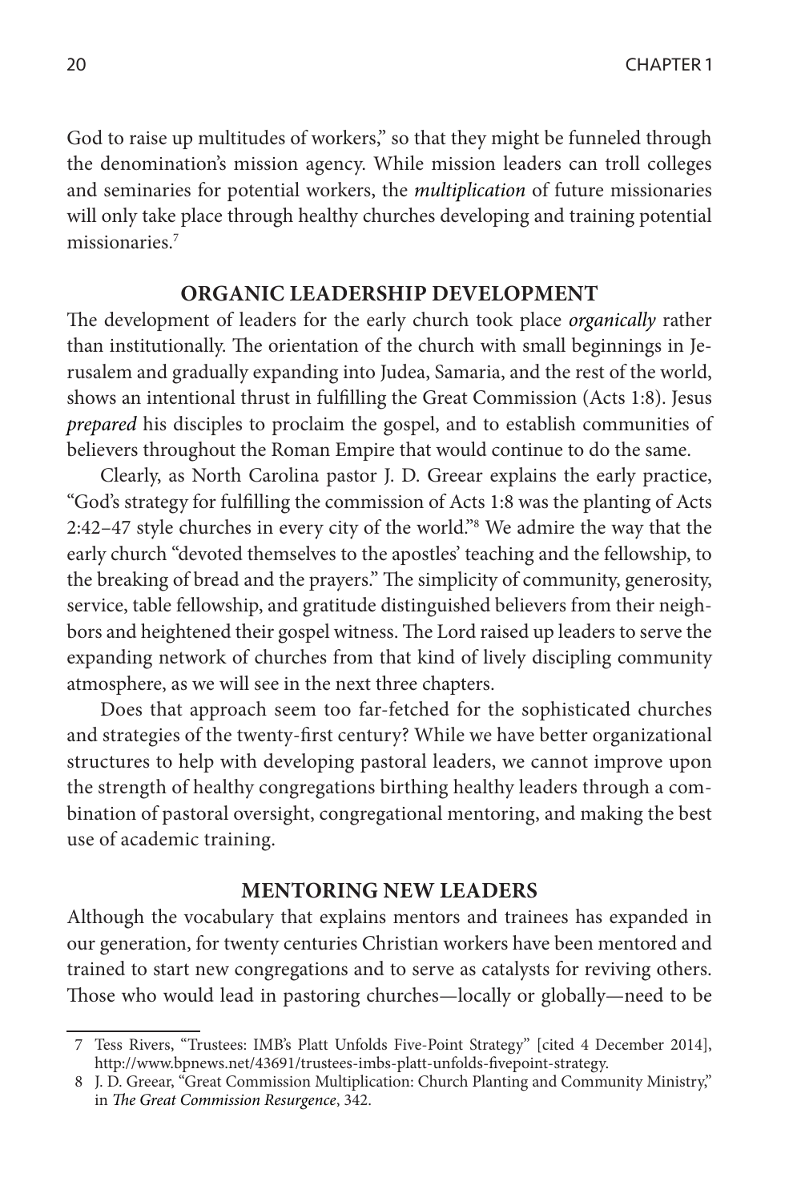God to raise up multitudes of workers," so that they might be funneled through the denomination's mission agency. While mission leaders can troll colleges and seminaries for potential workers, the *multiplication* of future missionaries will only take place through healthy churches developing and training potential missionaries.[7]

## ORGANIC LEADERSHIP DEVELOPMENT

The development of leaders for the early church took place *organically* rather than institutionally. The orientation of the church with small beginnings in Jerusalem and gradually expanding into Judea, Samaria, and the rest of the world, shows an intentional thrust in fulfilling the Great Commission (Acts 1:8). Jesus *prepared* his disciples to proclaim the gospel, and to establish communities of believers throughout the Roman Empire that would continue to do the same.

Clearly, as North Carolina pastor J. D. Greear explains the early practice, "God's strategy for fulfilling the commission of Acts 1:8 was the planting of Acts 2:42–47 style churches in every city of the world."[8] We admire the way that the early church "devoted themselves to the apostles' teaching and the fellowship, to the breaking of bread and the prayers." The simplicity of community, generosity, service, table fellowship, and gratitude distinguished believers from their neighbors and heightened their gospel witness. The Lord raised up leaders to serve the expanding network of churches from that kind of lively discipling community atmosphere, as we will see in the next three chapters.

Does that approach seem too far-fetched for the sophisticated churches and strategies of the twenty-first century? While we have better organizational structures to help with developing pastoral leaders, we cannot improve upon the strength of healthy congregations birthing healthy leaders through a combination of pastoral oversight, congregational mentoring, and making the best use of academic training.

## MENTORING NEW LEADERS

Although the vocabulary that explains mentors and trainees has expanded in our generation, for twenty centuries Christian workers have been mentored and trained to start new congregations and to serve as catalysts for reviving others. Those who would lead in pastoring churches—locally or globally—need to be

---

7 Tess Rivers, "Trustees: IMB's Platt Unfolds Five-Point Strategy" [cited 4 December 2014], http://www.bpnews.net/43691/trustees-imbs-platt-unfolds-fivepoint-strategy.

8 J. D. Greear, "Great Commission Multiplication: Church Planting and Community Ministry," in *The Great Commission Resurgence*, 342.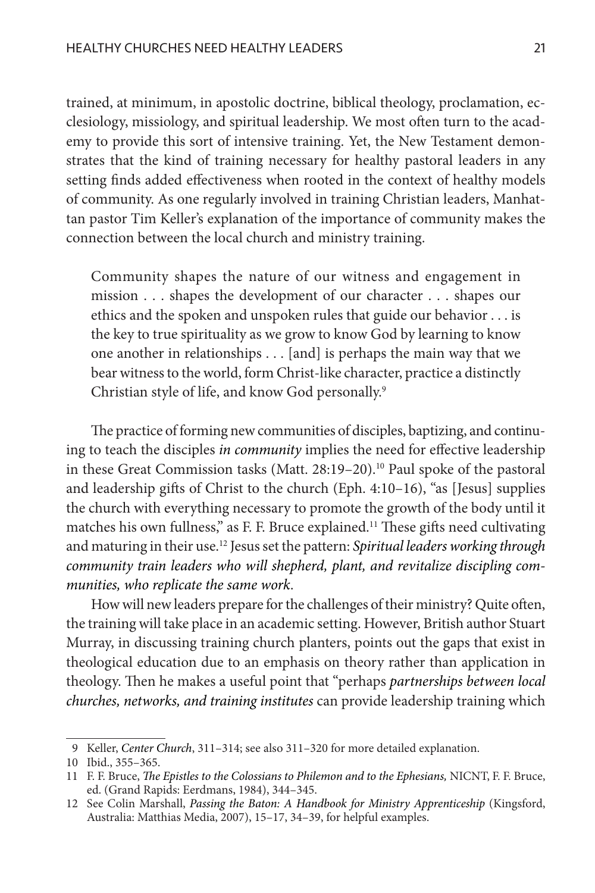trained, at minimum, in apostolic doctrine, biblical theology, proclamation, ecclesiology, missiology, and spiritual leadership. We most often turn to the academy to provide this sort of intensive training. Yet, the New Testament demonstrates that the kind of training necessary for healthy pastoral leaders in any setting finds added effectiveness when rooted in the context of healthy models of community. As one regularly involved in training Christian leaders, Manhattan pastor Tim Keller's explanation of the importance of community makes the connection between the local church and ministry training.

> Community shapes the nature of our witness and engagement in mission . . . shapes the development of our character . . . shapes our ethics and the spoken and unspoken rules that guide our behavior . . . is the key to true spirituality as we grow to know God by learning to know one another in relationships . . . [and] is perhaps the main way that we bear witness to the world, form Christ-like character, practice a distinctly Christian style of life, and know God personally.[9]

The practice of forming new communities of disciples, baptizing, and continuing to teach the disciples *in community* implies the need for effective leadership in these Great Commission tasks (Matt. 28:19–20).[10] Paul spoke of the pastoral and leadership gifts of Christ to the church (Eph. 4:10–16), "as [Jesus] supplies the church with everything necessary to promote the growth of the body until it matches his own fullness," as F. F. Bruce explained.[11] These gifts need cultivating and maturing in their use.[12] Jesus set the pattern: *Spiritual leaders working through community train leaders who will shepherd, plant, and revitalize discipling communities, who replicate the same work*.

How will new leaders prepare for the challenges of their ministry? Quite often, the training will take place in an academic setting. However, British author Stuart Murray, in discussing training church planters, points out the gaps that exist in theological education due to an emphasis on theory rather than application in theology. Then he makes a useful point that "perhaps *partnerships between local churches, networks, and training institutes* can provide leadership training which

---

9 Keller, *Center Church*, 311–314; see also 311–320 for more detailed explanation.

10 Ibid., 355–365.

11 F. F. Bruce, *The Epistles to the Colossians to Philemon and to the Ephesians,* NICNT, F. F. Bruce, ed. (Grand Rapids: Eerdmans, 1984), 344–345.

12 See Colin Marshall, *Passing the Baton: A Handbook for Ministry Apprenticeship* (Kingsford, Australia: Matthias Media, 2007), 15–17, 34–39, for helpful examples.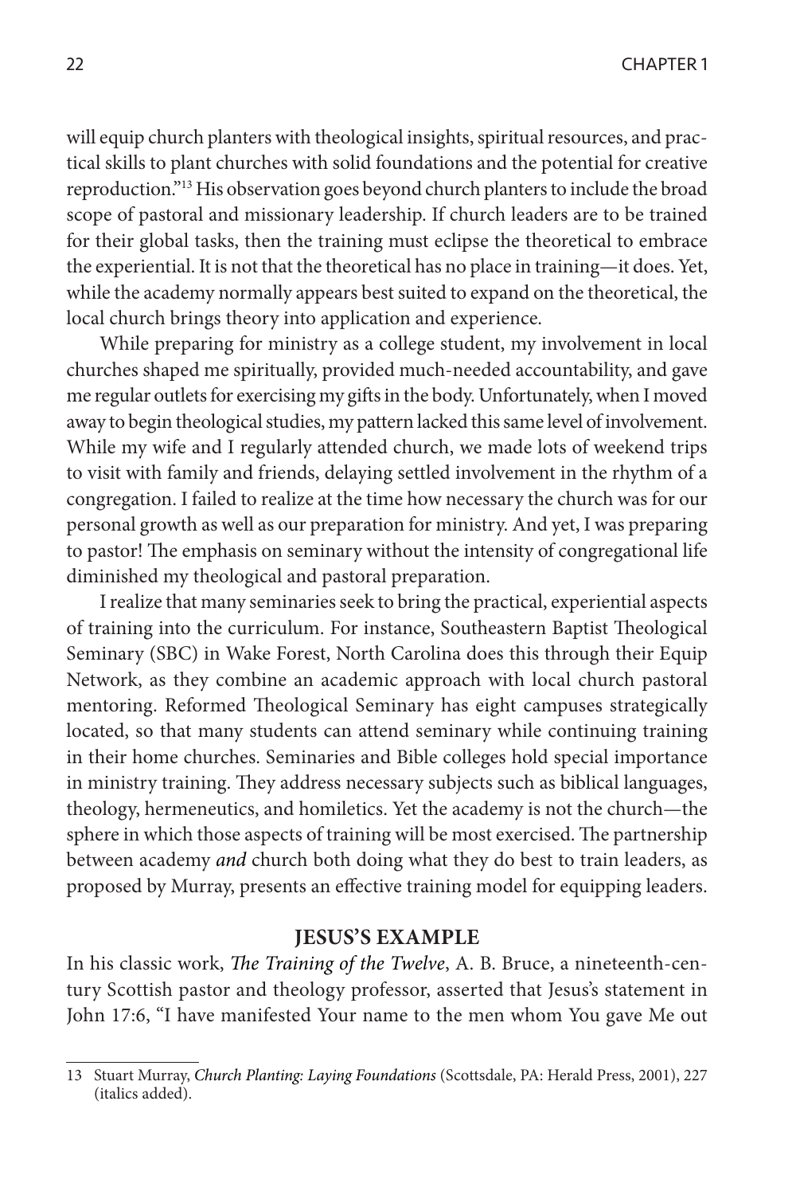will equip church planters with theological insights, spiritual resources, and practical skills to plant churches with solid foundations and the potential for creative reproduction."[13] His observation goes beyond church planters to include the broad scope of pastoral and missionary leadership. If church leaders are to be trained for their global tasks, then the training must eclipse the theoretical to embrace the experiential. It is not that the theoretical has no place in training—it does. Yet, while the academy normally appears best suited to expand on the theoretical, the local church brings theory into application and experience.

While preparing for ministry as a college student, my involvement in local churches shaped me spiritually, provided much-needed accountability, and gave me regular outlets for exercising my gifts in the body. Unfortunately, when I moved away to begin theological studies, my pattern lacked this same level of involvement. While my wife and I regularly attended church, we made lots of weekend trips to visit with family and friends, delaying settled involvement in the rhythm of a congregation. I failed to realize at the time how necessary the church was for our personal growth as well as our preparation for ministry. And yet, I was preparing to pastor! The emphasis on seminary without the intensity of congregational life diminished my theological and pastoral preparation.

I realize that many seminaries seek to bring the practical, experiential aspects of training into the curriculum. For instance, Southeastern Baptist Theological Seminary (SBC) in Wake Forest, North Carolina does this through their Equip Network, as they combine an academic approach with local church pastoral mentoring. Reformed Theological Seminary has eight campuses strategically located, so that many students can attend seminary while continuing training in their home churches. Seminaries and Bible colleges hold special importance in ministry training. They address necessary subjects such as biblical languages, theology, hermeneutics, and homiletics. Yet the academy is not the church—the sphere in which those aspects of training will be most exercised. The partnership between academy *and* church both doing what they do best to train leaders, as proposed by Murray, presents an effective training model for equipping leaders.

## JESUS'S EXAMPLE

In his classic work, *The Training of the Twelve*, A. B. Bruce, a nineteenth-century Scottish pastor and theology professor, asserted that Jesus's statement in John 17:6, "I have manifested Your name to the men whom You gave Me out

---

13 Stuart Murray, *Church Planting: Laying Foundations* (Scottsdale, PA: Herald Press, 2001), 227 (italics added).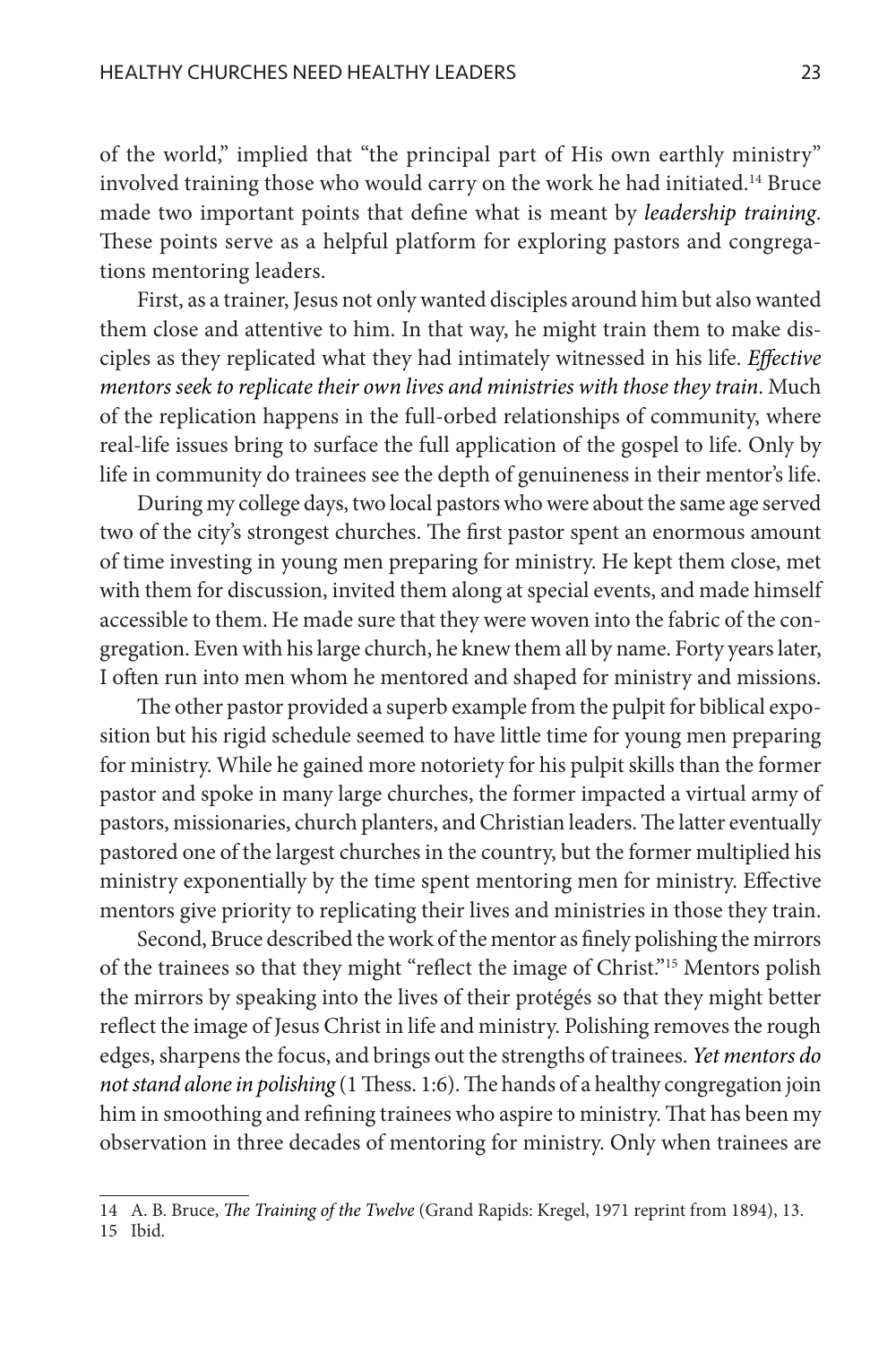of the world," implied that "the principal part of His own earthly ministry" involved training those who would carry on the work he had initiated.[14] Bruce made two important points that define what is meant by *leadership training*. These points serve as a helpful platform for exploring pastors and congregations mentoring leaders.

First, as a trainer, Jesus not only wanted disciples around him but also wanted them close and attentive to him. In that way, he might train them to make disciples as they replicated what they had intimately witnessed in his life. *Effective mentors seek to replicate their own lives and ministries with those they train*. Much of the replication happens in the full-orbed relationships of community, where real-life issues bring to surface the full application of the gospel to life. Only by life in community do trainees see the depth of genuineness in their mentor's life.

During my college days, two local pastors who were about the same age served two of the city's strongest churches. The first pastor spent an enormous amount of time investing in young men preparing for ministry. He kept them close, met with them for discussion, invited them along at special events, and made himself accessible to them. He made sure that they were woven into the fabric of the congregation. Even with his large church, he knew them all by name. Forty years later, I often run into men whom he mentored and shaped for ministry and missions.

The other pastor provided a superb example from the pulpit for biblical exposition but his rigid schedule seemed to have little time for young men preparing for ministry. While he gained more notoriety for his pulpit skills than the former pastor and spoke in many large churches, the former impacted a virtual army of pastors, missionaries, church planters, and Christian leaders. The latter eventually pastored one of the largest churches in the country, but the former multiplied his ministry exponentially by the time spent mentoring men for ministry. Effective mentors give priority to replicating their lives and ministries in those they train.

Second, Bruce described the work of the mentor as finely polishing the mirrors of the trainees so that they might "reflect the image of Christ."[15] Mentors polish the mirrors by speaking into the lives of their protégés so that they might better reflect the image of Jesus Christ in life and ministry. Polishing removes the rough edges, sharpens the focus, and brings out the strengths of trainees. *Yet mentors do not stand alone in polishing* (1 Thess. 1:6). The hands of a healthy congregation join him in smoothing and refining trainees who aspire to ministry. That has been my observation in three decades of mentoring for ministry. Only when trainees are

---

14 A. B. Bruce, *The Training of the Twelve* (Grand Rapids: Kregel, 1971 reprint from 1894), 13.

15 Ibid.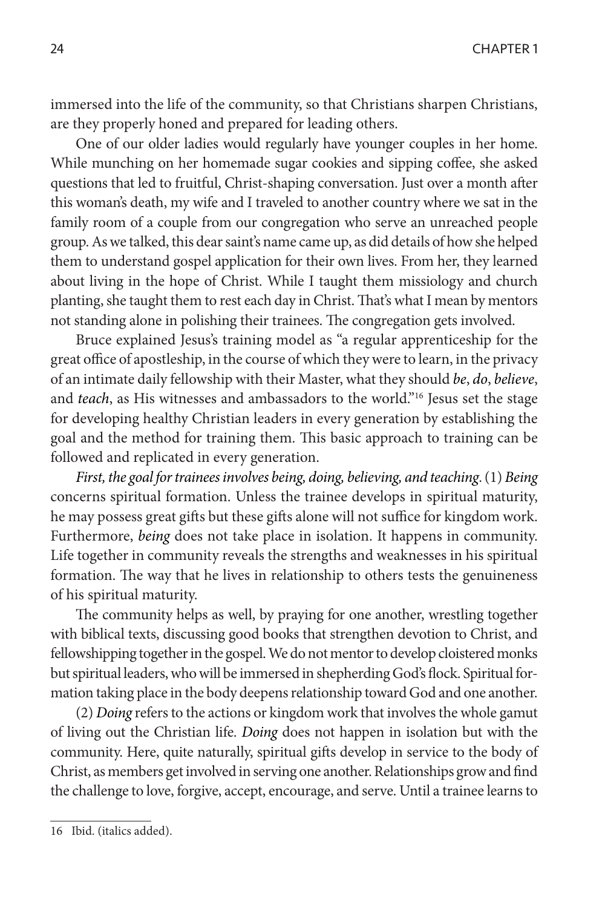immersed into the life of the community, so that Christians sharpen Christians, are they properly honed and prepared for leading others.

One of our older ladies would regularly have younger couples in her home. While munching on her homemade sugar cookies and sipping coffee, she asked questions that led to fruitful, Christ-shaping conversation. Just over a month after this woman's death, my wife and I traveled to another country where we sat in the family room of a couple from our congregation who serve an unreached people group. As we talked, this dear saint's name came up, as did details of how she helped them to understand gospel application for their own lives. From her, they learned about living in the hope of Christ. While I taught them missiology and church planting, she taught them to rest each day in Christ. That's what I mean by mentors not standing alone in polishing their trainees. The congregation gets involved.

Bruce explained Jesus's training model as "a regular apprenticeship for the great office of apostleship, in the course of which they were to learn, in the privacy of an intimate daily fellowship with their Master, what they should *be*, *do*, *believe*, and *teach*, as His witnesses and ambassadors to the world."[16] Jesus set the stage for developing healthy Christian leaders in every generation by establishing the goal and the method for training them. This basic approach to training can be followed and replicated in every generation.

*First, the goal for trainees involves being, doing, believing, and teaching.* (1) *Being* concerns spiritual formation. Unless the trainee develops in spiritual maturity, he may possess great gifts but these gifts alone will not suffice for kingdom work. Furthermore, *being* does not take place in isolation. It happens in community. Life together in community reveals the strengths and weaknesses in his spiritual formation. The way that he lives in relationship to others tests the genuineness of his spiritual maturity.

The community helps as well, by praying for one another, wrestling together with biblical texts, discussing good books that strengthen devotion to Christ, and fellowshipping together in the gospel. We do not mentor to develop cloistered monks but spiritual leaders, who will be immersed in shepherding God's flock. Spiritual formation taking place in the body deepens relationship toward God and one another.

(2) *Doing* refers to the actions or kingdom work that involves the whole gamut of living out the Christian life. *Doing* does not happen in isolation but with the community. Here, quite naturally, spiritual gifts develop in service to the body of Christ, as members get involved in serving one another. Relationships grow and find the challenge to love, forgive, accept, encourage, and serve. Until a trainee learns to

---

16 Ibid. (italics added).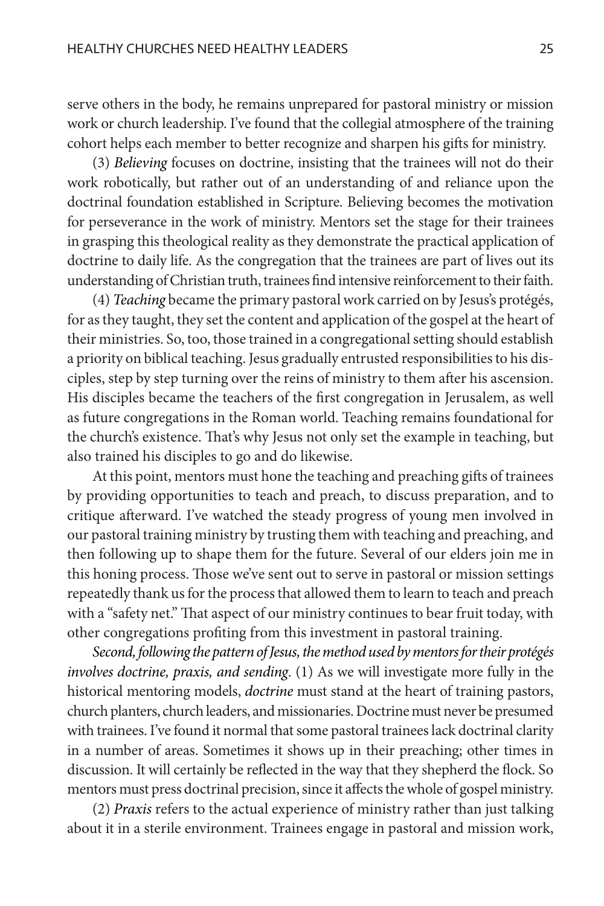serve others in the body, he remains unprepared for pastoral ministry or mission work or church leadership. I've found that the collegial atmosphere of the training cohort helps each member to better recognize and sharpen his gifts for ministry.

(3) *Believing* focuses on doctrine, insisting that the trainees will not do their work robotically, but rather out of an understanding of and reliance upon the doctrinal foundation established in Scripture. Believing becomes the motivation for perseverance in the work of ministry. Mentors set the stage for their trainees in grasping this theological reality as they demonstrate the practical application of doctrine to daily life. As the congregation that the trainees are part of lives out its understanding of Christian truth, trainees find intensive reinforcement to their faith.

(4) *Teaching* became the primary pastoral work carried on by Jesus's protégés, for as they taught, they set the content and application of the gospel at the heart of their ministries. So, too, those trained in a congregational setting should establish a priority on biblical teaching. Jesus gradually entrusted responsibilities to his disciples, step by step turning over the reins of ministry to them after his ascension. His disciples became the teachers of the first congregation in Jerusalem, as well as future congregations in the Roman world. Teaching remains foundational for the church's existence. That's why Jesus not only set the example in teaching, but also trained his disciples to go and do likewise.

At this point, mentors must hone the teaching and preaching gifts of trainees by providing opportunities to teach and preach, to discuss preparation, and to critique afterward. I've watched the steady progress of young men involved in our pastoral training ministry by trusting them with teaching and preaching, and then following up to shape them for the future. Several of our elders join me in this honing process. Those we've sent out to serve in pastoral or mission settings repeatedly thank us for the process that allowed them to learn to teach and preach with a "safety net." That aspect of our ministry continues to bear fruit today, with other congregations profiting from this investment in pastoral training.

*Second, following the pattern of Jesus, the method used by mentors for their protégés involves doctrine, praxis, and sending*. (1) As we will investigate more fully in the historical mentoring models, *doctrine* must stand at the heart of training pastors, church planters, church leaders, and missionaries. Doctrine must never be presumed with trainees. I've found it normal that some pastoral trainees lack doctrinal clarity in a number of areas. Sometimes it shows up in their preaching; other times in discussion. It will certainly be reflected in the way that they shepherd the flock. So mentors must press doctrinal precision, since it affects the whole of gospel ministry.

(2) *Praxis* refers to the actual experience of ministry rather than just talking about it in a sterile environment. Trainees engage in pastoral and mission work,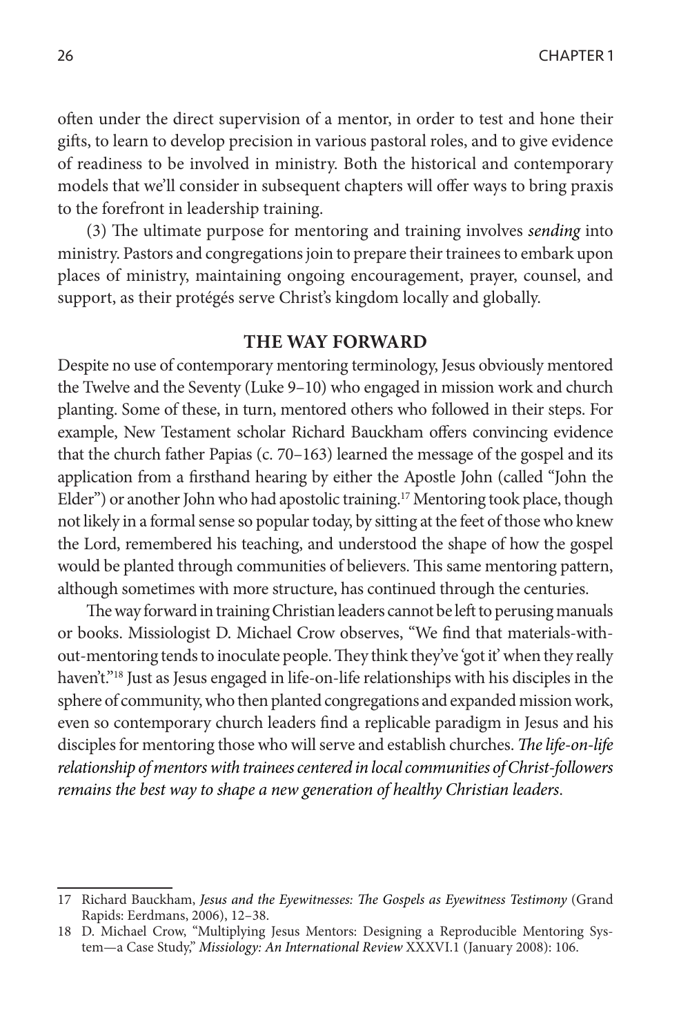often under the direct supervision of a mentor, in order to test and hone their gifts, to learn to develop precision in various pastoral roles, and to give evidence of readiness to be involved in ministry. Both the historical and contemporary models that we'll consider in subsequent chapters will offer ways to bring praxis to the forefront in leadership training.

(3) The ultimate purpose for mentoring and training involves *sending* into ministry. Pastors and congregations join to prepare their trainees to embark upon places of ministry, maintaining ongoing encouragement, prayer, counsel, and support, as their protégés serve Christ's kingdom locally and globally.

## THE WAY FORWARD

Despite no use of contemporary mentoring terminology, Jesus obviously mentored the Twelve and the Seventy (Luke 9–10) who engaged in mission work and church planting. Some of these, in turn, mentored others who followed in their steps. For example, New Testament scholar Richard Bauckham offers convincing evidence that the church father Papias (c. 70–163) learned the message of the gospel and its application from a firsthand hearing by either the Apostle John (called "John the Elder") or another John who had apostolic training.[17] Mentoring took place, though not likely in a formal sense so popular today, by sitting at the feet of those who knew the Lord, remembered his teaching, and understood the shape of how the gospel would be planted through communities of believers. This same mentoring pattern, although sometimes with more structure, has continued through the centuries.

The way forward in training Christian leaders cannot be left to perusing manuals or books. Missiologist D. Michael Crow observes, "We find that materials-without-mentoring tends to inoculate people. They think they've 'got it' when they really haven't."[18] Just as Jesus engaged in life-on-life relationships with his disciples in the sphere of community, who then planted congregations and expanded mission work, even so contemporary church leaders find a replicable paradigm in Jesus and his disciples for mentoring those who will serve and establish churches. *The life-on-life relationship of mentors with trainees centered in local communities of Christ-followers remains the best way to shape a new generation of healthy Christian leaders*.

---

17 Richard Bauckham, *Jesus and the Eyewitnesses: The Gospels as Eyewitness Testimony* (Grand Rapids: Eerdmans, 2006), 12–38.

18 D. Michael Crow, "Multiplying Jesus Mentors: Designing a Reproducible Mentoring System—a Case Study," *Missiology: An International Review* XXXVI.1 (January 2008): 106.